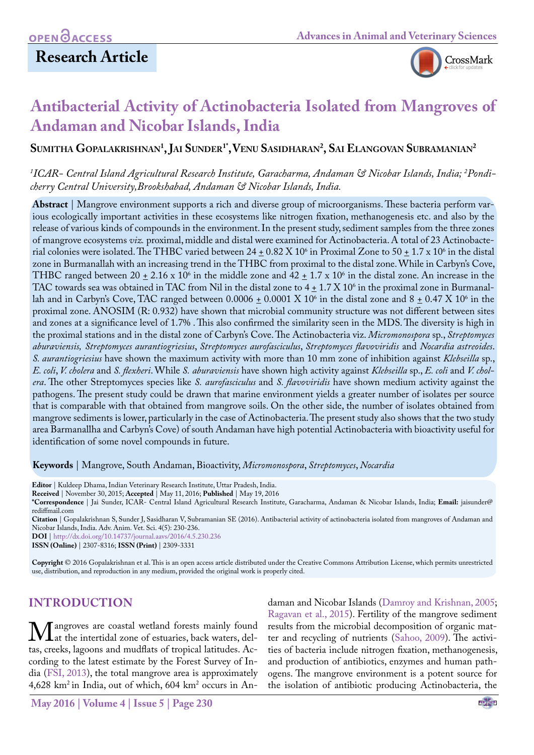OPEN ACCESS

**Research Article**

# Antibacterial Activity of Actinobacteria Isolated from Mangroves of Andaman and Nicobar Islands, India

**Sumitha Gopalakrishnan[1], Jai Sunder[1*], Venu Sasidharan[2], Sai Elangovan Subramanian[2]**

*[1]ICAR- Central Island Agricultural Research Institute, Garacharma, Andaman & Nicobar Islands, India; [2]Pondicherry Central University,Brookshabad, Andaman & Nicobar Islands, India.*

**Abstract** | Mangrove environment supports a rich and diverse group of microorganisms. These bacteria perform various ecologically important activities in these ecosystems like nitrogen fixation, methanogenesis etc. and also by the release of various kinds of compounds in the environment. In the present study, sediment samples from the three zones of mangrove ecosystems *viz.* proximal, middle and distal were examined for Actinobacteria. A total of 23 Actinobacterial colonies were isolated. The THBC varied between 24 $\pm$ 0.82 X $10^6$ in Proximal Zone to 50 $\pm$ 1.7 x $10^6$ in the distal zone in Burmanallah with an increasing trend in the THBC from proximal to the distal zone. While in Carbyn's Cove, THBC ranged between 20 $\pm$ 2.16 x $10^6$ in the middle zone and 42 $\pm$ 1.7 x $10^6$ in the distal zone. An increase in the TAC towards sea was obtained in TAC from Nil in the distal zone to 4 $\pm$ 1.7 X $10^6$ in the proximal zone in Burmanallah and in Carbyn's Cove, TAC ranged between 0.0006 $\pm$ 0.0001 X $10^6$ in the distal zone and 8 $\pm$ 0.47 X $10^6$ in the proximal zone. ANOSIM (R: 0.932) have shown that microbial community structure was not different between sites and zones at a significance level of 1.7% . This also confirmed the similarity seen in the MDS. The diversity is high in the proximal stations and in the distal zone of Carbyn's Cove. The Actinobacteria viz. *Micromonospora* sp., *Streptomyces aburaviensis, Streptomyces aurantiogriesius*, *Streptomyces aurofasciculus*, *Streptomyces flavoviridis* and *Nocardia astreoides*. *S. aurantiogriesius* have shown the maximum activity with more than 10 mm zone of inhibition against *Klebseilla* sp., *E. coli*, *V. cholera* and *S. flexheri*. While *S. aburaviensis* have shown high activity against *Klebseilla* sp., *E. coli* and *V. cholera*. The other Streptomyces species like *S. aurofasciculus* and *S. flavoviridis* have shown medium activity against the pathogens. The present study could be drawn that marine environment yields a greater number of isolates per source that is comparable with that obtained from mangrove soils. On the other side, the number of isolates obtained from mangrove sediments is lower, particularly in the case of Actinobacteria. The present study also shows that the two study area Barmanallha and Carbyn's Cove) of south Andaman have high potential Actinobacteria with bioactivity useful for identification of some novel compounds in future.

**Keywords** | Mangrove, South Andaman, Bioactivity, *Micromonospora*, *Streptomyces*, *Nocardia*

**Editor** | Kuldeep Dhama, Indian Veterinary Research Institute, Uttar Pradesh, India.
**Received** | November 30, 2015; **Accepted** | May 11, 2016; **Published** | May 19, 2016
**\*Correspondence** | Jai Sunder, ICAR- Central Island Agricultural Research Institute, Garacharma, Andaman & Nicobar Islands, India; **Email:** jaisunder@rediffmail.com
**Citation** | Gopalakrishnan S, Sunder J, Sasidharan V, Subramanian SE (2016). Antibacterial activity of actinobacteria isolated from mangroves of Andaman and Nicobar Islands, India. Adv. Anim. Vet. Sci. 4(5): 230-236.
**DOI** | http://dx.doi.org/10.14737/journal.aavs/2016/4.5.230.236
**ISSN (Online)** | 2307-8316; **ISSN (Print)** | 2309-3331

**Copyright** © 2016 Gopalakrishnan et al. This is an open access article distributed under the Creative Commons Attribution License, which permits unrestricted use, distribution, and reproduction in any medium, provided the original work is properly cited.

## INTRODUCTION

Mangroves are coastal wetland forests mainly found at the intertidal zone of estuaries, back waters, deltas, creeks, lagoons and mudflats of tropical latitudes. According to the latest estimate by the Forest Survey of India (FSI, 2013), the total mangrove area is approximately 4,628 km$^2$ in India, out of which, 604 km$^2$ occurs in Andaman and Nicobar Islands (Damroy and Krishnan, 2005; Ragavan et al., 2015). Fertility of the mangrove sediment results from the microbial decomposition of organic matter and recycling of nutrients (Sahoo, 2009). The activities of bacteria include nitrogen fixation, methanogenesis, and production of antibiotics, enzymes and human pathogens. The mangrove environment is a potent source for the isolation of antibiotic producing Actinobacteria, the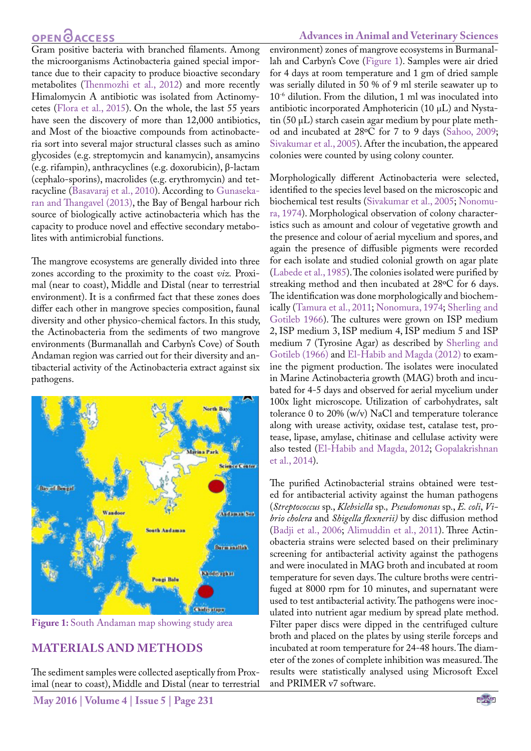Gram positive bacteria with branched filaments. Among the microorganisms Actinobacteria gained special importance due to their capacity to produce bioactive secondary metabolites (Thenmozhi et al., 2012) and more recently Himalomycin A antibiotic was isolated from Actinomycetes (Flora et al., 2015). On the whole, the last 55 years have seen the discovery of more than 12,000 antibiotics, and Most of the bioactive compounds from actinobacteria sort into several major structural classes such as amino glycosides (e.g. streptomycin and kanamycin), ansamycins (e.g. rifampin), anthracyclines (e.g. doxorubicin), β-lactam (cephalo-sporins), macrolides (e.g. erythromycin) and tetracycline (Basavaraj et al., 2010). According to Gunasekaran and Thangavel (2013), the Bay of Bengal harbour rich source of biologically active actinobacteria which has the capacity to produce novel and effective secondary metabolites with antimicrobial functions.

The mangrove ecosystems are generally divided into three zones according to the proximity to the coast *viz.* Proximal (near to coast), Middle and Distal (near to terrestrial environment). It is a confirmed fact that these zones does differ each other in mangrove species composition, faunal diversity and other physico-chemical factors. In this study, the Actinobacteria from the sediments of two mangrove environments (Burmanallah and Carbyn's Cove) of South Andaman region was carried out for their diversity and antibacterial activity of the Actinobacteria extract against six pathogens.

**Figure 1:** South Andaman map showing study area

## MATERIALS AND METHODS

The sediment samples were collected aseptically from Proximal (near to coast), Middle and Distal (near to terrestrial environment) zones of mangrove ecosystems in Burmanallah and Carbyn's Cove (Figure 1). Samples were air dried for 4 days at room temperature and 1 gm of dried sample was serially diluted in 50 % of 9 ml sterile seawater up to $10^{-6}$ dilution. From the dilution, 1 ml was inoculated into antibiotic incorporated Amphotericin (10 µL) and Nystatin (50 µL) starch casein agar medium by pour plate method and incubated at 28ºC for 7 to 9 days (Sahoo, 2009; Sivakumar et al., 2005). After the incubation, the appeared colonies were counted by using colony counter.

Morphologically different Actinobacteria were selected, identified to the species level based on the microscopic and biochemical test results (Sivakumar et al., 2005; Nonomura, 1974). Morphological observation of colony characteristics such as amount and colour of vegetative growth and the presence and colour of aerial mycelium and spores, and again the presence of diffusible pigments were recorded for each isolate and studied colonial growth on agar plate (Labede et al., 1985). The colonies isolated were purified by streaking method and then incubated at 28ºC for 6 days. The identification was done morphologically and biochemically (Tamura et al., 2011; Nonomura, 1974; Sherling and Gotileb 1966). The cultures were grown on ISP medium 2, ISP medium 3, ISP medium 4, ISP medium 5 and ISP medium 7 (Tyrosine Agar) as described by Sherling and Gotileb (1966) and El-Habib and Magda (2012) to examine the pigment production. The isolates were inoculated in Marine Actinobacteria growth (MAG) broth and incubated for 4-5 days and observed for aerial mycelium under 100x light microscope. Utilization of carbohydrates, salt tolerance 0 to 20% (w/v) NaCl and temperature tolerance along with urease activity, oxidase test, catalase test, protease, lipase, amylase, chitinase and cellulase activity were also tested (El-Habib and Magda, 2012; Gopalakrishnan et al., 2014).

The purified Actinobacterial strains obtained were tested for antibacterial activity against the human pathogens (*Streptococcus* sp., *Klebsiella* sp., *Pseudomonas* sp., *E. coli*, *Vibrio cholera* and *Shigella flexnerii)* by disc diffusion method (Badji et al., 2006; Alimuddin et al., 2011). Three Actinobacteria strains were selected based on their preliminary screening for antibacterial activity against the pathogens and were inoculated in MAG broth and incubated at room temperature for seven days. The culture broths were centrifuged at 8000 rpm for 10 minutes, and supernatant were used to test antibacterial activity. The pathogens were inoculated into nutrient agar medium by spread plate method. Filter paper discs were dipped in the centrifuged culture broth and placed on the plates by using sterile forceps and incubated at room temperature for 24-48 hours. The diameter of the zones of complete inhibition was measured. The results were statistically analysed using Microsoft Excel and PRIMER v7 software.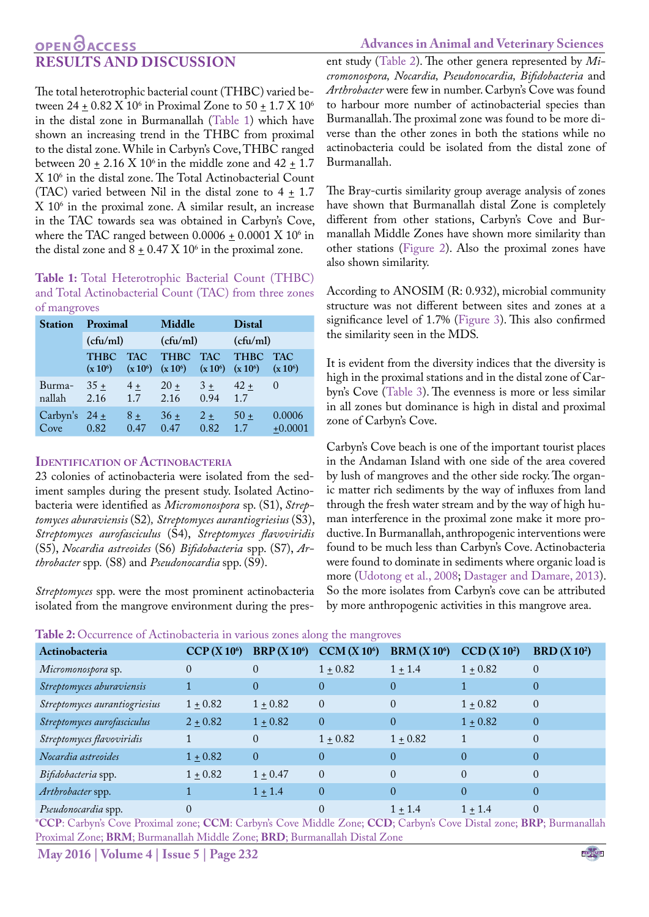## RESULTS AND DISCUSSION

The total heterotrophic bacterial count (THBC) varied between 24 ± 0.82 X $10^6$ in Proximal Zone to 50 ± 1.7 X $10^6$ in the distal zone in Burmanallah (Table 1) which have shown an increasing trend in the THBC from proximal to the distal zone. While in Carbyn's Cove, THBC ranged between 20 ± 2.16 X $10^6$ in the middle zone and 42 ± 1.7 X $10^6$ in the distal zone. The Total Actinobacterial Count (TAC) varied between Nil in the distal zone to 4 ± 1.7 X $10^6$ in the proximal zone. A similar result, an increase in the TAC towards sea was obtained in Carbyn's Cove, where the TAC ranged between 0.0006 ± 0.0001 X $10^6$ in the distal zone and 8 ± 0.47 X $10^6$ in the proximal zone.

**Table 1:** Total Heterotrophic Bacterial Count (THBC) and Total Actinobacterial Count (TAC) from three zones of mangroves

| Station | Proximal (cfu/ml) | | Middle (cfu/ml) | | Distal (cfu/ml) | |
|---|---|---|---|---|---|---|
| | THBC (x $10^6$) | TAC (x $10^6$) | THBC (x $10^6$) | TAC (x $10^6$) | THBC (x $10^6$) | TAC (x $10^6$) |
| Burmanallah | 35 ± 2.16 | 4 ± 1.7 | 20 ± 2.16 | 3 ± 0.94 | 42 ± 1.7 | 0 |
| Carbyn's Cove | 24 ± 0.82 | 8 ± 0.47 | 36 ± 0.47 | 2 ± 0.82 | 50 ± 1.7 | 0.0006 ±0.0001 |

### Identification of Actinobacteria

23 colonies of actinobacteria were isolated from the sediment samples during the present study. Isolated Actinobacteria were identified as *Micromonospora* sp. (S1), *Streptomyces aburaviensis* (S2), *Streptomyces aurantiogriesius* (S3), *Streptomyces aurofasciculus* (S4), *Streptomyces flavoviridis* (S5), *Nocardia astreoides* (S6) *Bifidobacteria* spp. (S7), *Arthrobacter* spp. (S8) and *Pseudonocardia* spp. (S9).

*Streptomyces* spp. were the most prominent actinobacteria isolated from the mangrove environment during the present study (Table 2). The other genera represented by *Micromonospora, Nocardia, Pseudonocardia, Bifidobacteria* and *Arthrobacter* were few in number. Carbyn's Cove was found to harbour more number of actinobacterial species than Burmanallah. The proximal zone was found to be more diverse than the other zones in both the stations while no actinobacteria could be isolated from the distal zone of Burmanallah.

The Bray-curtis similarity group average analysis of zones have shown that Burmanallah distal Zone is completely different from other stations, Carbyn's Cove and Burmanallah Middle Zones have shown more similarity than other stations (Figure 2). Also the proximal zones have also shown similarity.

According to ANOSIM (R: 0.932), microbial community structure was not different between sites and zones at a significance level of 1.7% (Figure 3). This also confirmed the similarity seen in the MDS.

It is evident from the diversity indices that the diversity is high in the proximal stations and in the distal zone of Carbyn's Cove (Table 3). The evenness is more or less similar in all zones but dominance is high in distal and proximal zone of Carbyn's Cove.

Carbyn's Cove beach is one of the important tourist places in the Andaman Island with one side of the area covered by lush of mangroves and the other side rocky. The organic matter rich sediments by the way of influxes from land through the fresh water stream and by the way of high human interference in the proximal zone make it more productive. In Burmanallah, anthropogenic interventions were found to be much less than Carbyn's Cove. Actinobacteria were found to dominate in sediments where organic load is more (Udotong et al., 2008; Dastager and Damare, 2013). So the more isolates from Carbyn's cove can be attributed by more anthropogenic activities in this mangrove area.

**Table 2:** Occurrence of Actinobacteria in various zones along the mangroves

| Actinobacteria | CCP (X $10^6$) | BRP (X $10^6$) | CCM (X $10^6$) | BRM (X $10^6$) | CCD (X $10^2$) | BRD (X $10^2$) |
|---|---|---|---|---|---|---|
| *Micromonospora* sp. | 0 | 0 | 1 ± 0.82 | 1 ± 1.4 | 1 ± 0.82 | 0 |
| *Streptomyces aburaviensis* | 1 | 0 | 0 | 0 | 1 | 0 |
| *Streptomyces aurantiogriesius* | 1 ± 0.82 | 1 ± 0.82 | 0 | 0 | 1 ± 0.82 | 0 |
| *Streptomyces aurofasciculus* | 2 ± 0.82 | 1 ± 0.82 | 0 | 0 | 1 ± 0.82 | 0 |
| *Streptomyces flavoviridis* | 1 | 0 | 1 ± 0.82 | 1 ± 0.82 | 1 | 0 |
| *Nocardia astreoides* | 1 ± 0.82 | 0 | 0 | 0 | 0 | 0 |
| *Bifidobacteria* spp. | 1 ± 0.82 | 1 ± 0.47 | 0 | 0 | 0 | 0 |
| *Arthrobacter* spp. | 1 | 1 ± 1.4 | 0 | 0 | 0 | 0 |
| *Pseudonocardia* spp. | 0 | | 0 | 1 ± 1.4 | 1 ± 1.4 | 0 |

\***CCP**: Carbyn's Cove Proximal zone; **CCM**: Carbyn's Cove Middle Zone; **CCD**; Carbyn's Cove Distal zone; **BRP**; Burmanallah Proximal Zone; **BRM**; Burmanallah Middle Zone; **BRD**; Burmanallah Distal Zone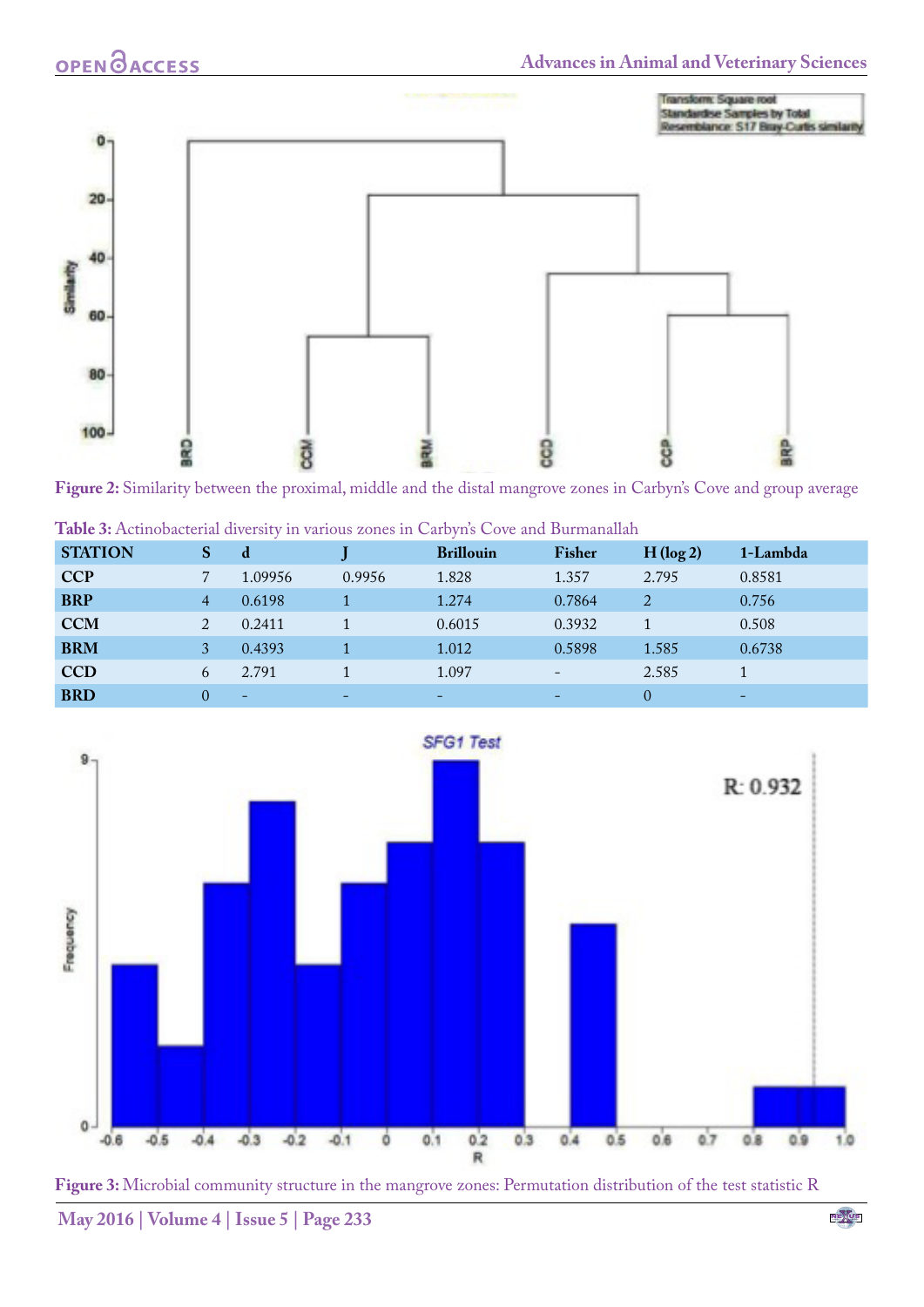**Figure 2:** Similarity between the proximal, middle and the distal mangrove zones in Carbyn's Cove and group average

**Table 3:** Actinobacterial diversity in various zones in Carbyn's Cove and Burmanallah

| STATION | S | d | J | Brillouin | Fisher | H (log 2) | 1-Lambda |
|---|---|---|---|---|---|---|---|
| CCP | 7 | 1.09956 | 0.9956 | 1.828 | 1.357 | 2.795 | 0.8581 |
| BRP | 4 | 0.6198 | 1 | 1.274 | 0.7864 | 2 | 0.756 |
| CCM | 2 | 0.2411 | 1 | 0.6015 | 0.3932 | 1 | 0.508 |
| BRM | 3 | 0.4393 | 1 | 1.012 | 0.5898 | 1.585 | 0.6738 |
| CCD | 6 | 2.791 | 1 | 1.097 | - | 2.585 | 1 |
| BRD | 0 | - | - | - | - | 0 | - |

**Figure 3:** Microbial community structure in the mangrove zones: Permutation distribution of the test statistic R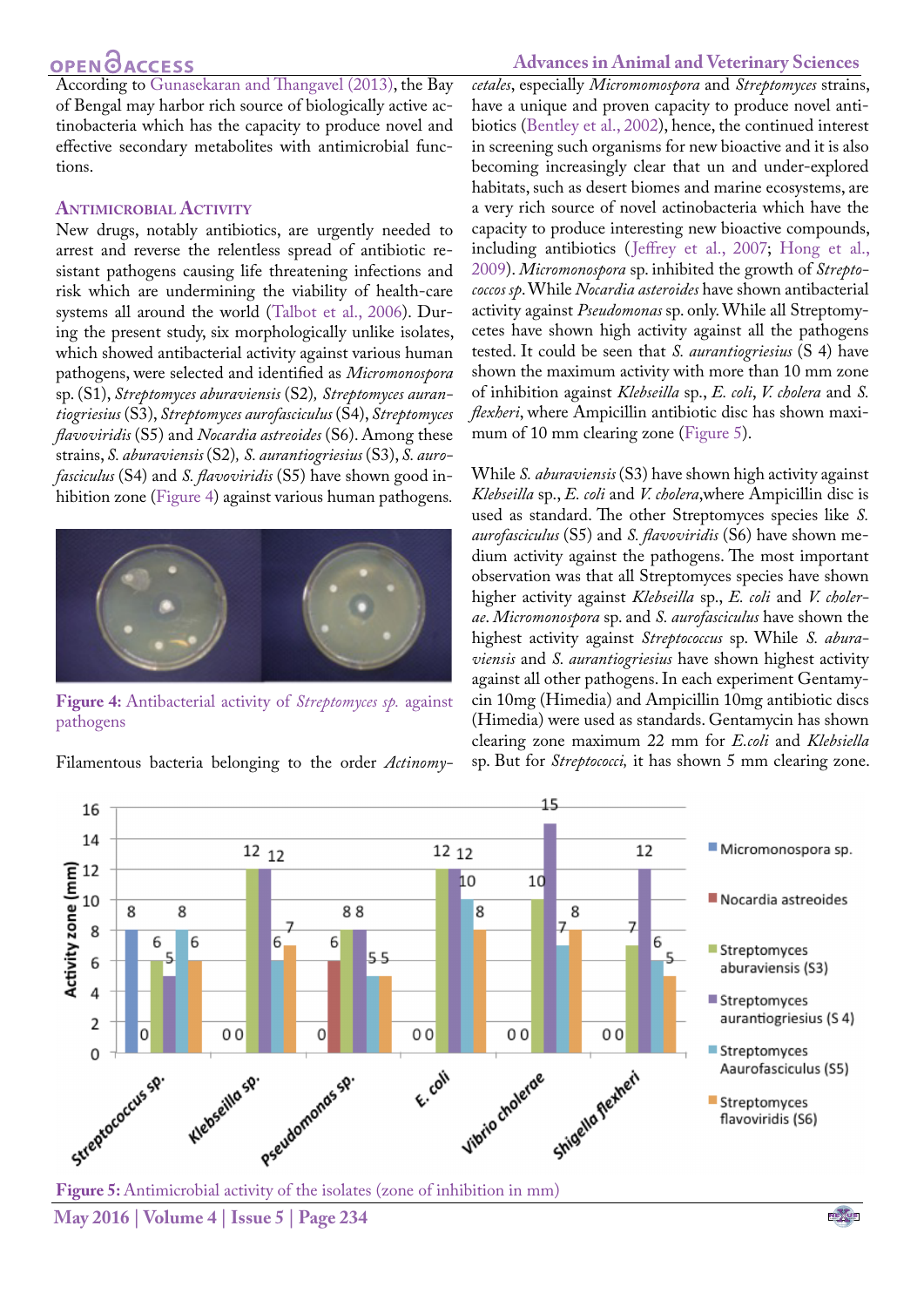According to Gunasekaran and Thangavel (2013), the Bay of Bengal may harbor rich source of biologically active actinobacteria which has the capacity to produce novel and effective secondary metabolites with antimicrobial functions.

## Antimicrobial Activity

New drugs, notably antibiotics, are urgently needed to arrest and reverse the relentless spread of antibiotic resistant pathogens causing life threatening infections and risk which are undermining the viability of health-care systems all around the world (Talbot et al., 2006). During the present study, six morphologically unlike isolates, which showed antibacterial activity against various human pathogens, were selected and identified as *Micromonospora* sp. (S1), *Streptomyces aburaviensis* (S2), *Streptomyces aurantiogriesius* (S3), *Streptomyces aurofasciculus* (S4), *Streptomyces flavoviridis* (S5) and *Nocardia astreoides* (S6). Among these strains, *S. aburaviensis* (S2), *S. aurantiogriesius* (S3), *S. aurofasciculus* (S4) and *S. flavoviridis* (S5) have shown good inhibition zone (Figure 4) against various human pathogens.

**Figure 4:** Antibacterial activity of *Streptomyces sp.* against pathogens

Filamentous bacteria belonging to the order *Actinomycetales*, especially *Micromomospora* and *Streptomyces* strains, have a unique and proven capacity to produce novel antibiotics (Bentley et al., 2002), hence, the continued interest in screening such organisms for new bioactive and it is also becoming increasingly clear that un and under-explored habitats, such as desert biomes and marine ecosystems, are a very rich source of novel actinobacteria which have the capacity to produce interesting new bioactive compounds, including antibiotics (Jeffrey et al., 2007; Hong et al., 2009). *Micromonospora* sp. inhibited the growth of *Streptococcos sp*. While *Nocardia asteroides* have shown antibacterial activity against *Pseudomonas* sp. only. While all Streptomycetes have shown high activity against all the pathogens tested. It could be seen that *S. aurantiogriesius* (S 4) have shown the maximum activity with more than 10 mm zone of inhibition against *Klebseilla* sp., *E. coli*, *V. cholera* and *S. flexheri*, where Ampicillin antibiotic disc has shown maximum of 10 mm clearing zone (Figure 5).

While *S. aburaviensis* (S3) have shown high activity against *Klebseilla* sp., *E. coli* and *V. cholera*,where Ampicillin disc is used as standard. The other Streptomyces species like *S. aurofasciculus* (S5) and *S. flavoviridis* (S6) have shown medium activity against the pathogens. The most important observation was that all Streptomyces species have shown higher activity against *Klebseilla* sp., *E. coli* and *V. cholerae*. *Micromonospora* sp. and *S. aurofasciculus* have shown the highest activity against *Streptococcus* sp. While *S. aburaviensis* and *S. aurantiogriesius* have shown highest activity against all other pathogens. In each experiment Gentamycin 10mg (Himedia) and Ampicillin 10mg antibiotic discs (Himedia) were used as standards. Gentamycin has shown clearing zone maximum 22 mm for *E.coli* and *Klebsiella* sp. But for *Streptococci,* it has shown 5 mm clearing zone.

| Activity zone (mm) | Micromonospora sp. | Nocardia astreoides | Streptomyces aburaviensis (S3) | Streptomyces aurantiogriesius (S 4) | Streptomyces Aaurofasciculus (S5) | Streptomyces flavoviridis (S6) |
|---|---|---|---|---|---|---|
| Streptococcus sp. | 8 | 0 | 6 | 5 | 8 | 6 |
| Klebseilla sp. | 0 | 0 | 12 | 12 | 6 | 7 |
| Pseudomonas sp. | 0 | 6 | 8 | 8 | 5 | 5 |
| E. coli | 0 | 0 | 12 | 12 | 10 | 8 |
| Vibrio cholerae | 0 | 0 | 10 | 15 | 7 | 8 |
| Shigella flexheri | 0 | 0 | 7 | 12 | 6 | 5 |

**Figure 5:** Antimicrobial activity of the isolates (zone of inhibition in mm)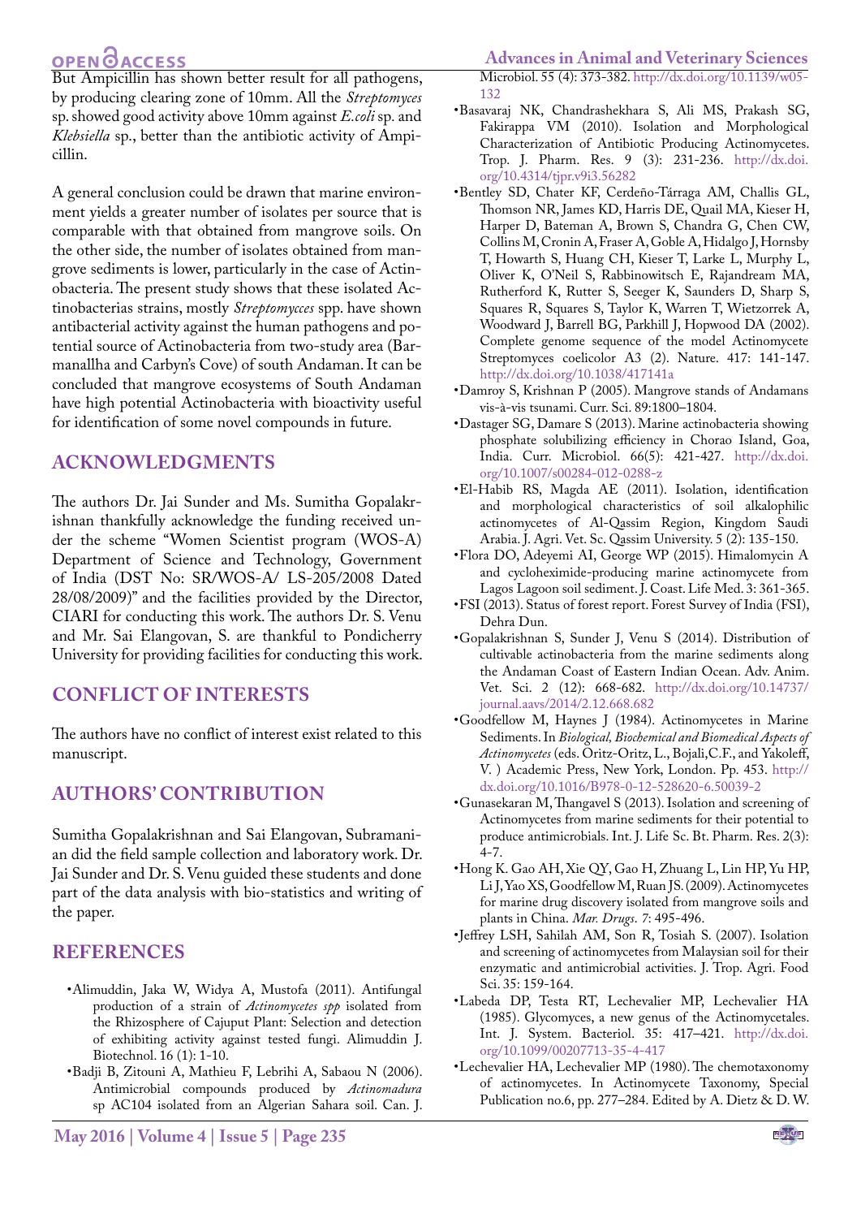But Ampicillin has shown better result for all pathogens, by producing clearing zone of 10mm. All the *Streptomyces* sp. showed good activity above 10mm against *E.coli* sp. and *Klebsiella* sp., better than the antibiotic activity of Ampicillin.

A general conclusion could be drawn that marine environment yields a greater number of isolates per source that is comparable with that obtained from mangrove soils. On the other side, the number of isolates obtained from mangrove sediments is lower, particularly in the case of Actinobacteria. The present study shows that these isolated Actinobacterias strains, mostly *Streptomycces* spp. have shown antibacterial activity against the human pathogens and potential source of Actinobacteria from two-study area (Barmanallha and Carbyn's Cove) of south Andaman. It can be concluded that mangrove ecosystems of South Andaman have high potential Actinobacteria with bioactivity useful for identification of some novel compounds in future.

## ACKNOWLEDGMENTS

The authors Dr. Jai Sunder and Ms. Sumitha Gopalakrishnan thankfully acknowledge the funding received under the scheme "Women Scientist program (WOS-A) Department of Science and Technology, Government of India (DST No: SR/WOS-A/ LS-205/2008 Dated 28/08/2009)" and the facilities provided by the Director, CIARI for conducting this work. The authors Dr. S. Venu and Mr. Sai Elangovan, S. are thankful to Pondicherry University for providing facilities for conducting this work.

## CONFLICT OF INTERESTS

The authors have no conflict of interest exist related to this manuscript.

## AUTHORS' CONTRIBUTION

Sumitha Gopalakrishnan and Sai Elangovan, Subramanian did the field sample collection and laboratory work. Dr. Jai Sunder and Dr. S. Venu guided these students and done part of the data analysis with bio-statistics and writing of the paper.

## REFERENCES

- Alimuddin, Jaka W, Widya A, Mustofa (2011). Antifungal production of a strain of *Actinomycetes spp* isolated from the Rhizosphere of Cajuput Plant: Selection and detection of exhibiting activity against tested fungi. Alimuddin J. Biotechnol. 16 (1): 1-10.
- Badji B, Zitouni A, Mathieu F, Lebrihi A, Sabaou N (2006). Antimicrobial compounds produced by *Actinomadura* sp AC104 isolated from an Algerian Sahara soil. Can. J. Microbiol. 55 (4): 373-382. http://dx.doi.org/10.1139/w05-132
- Basavaraj NK, Chandrashekhara S, Ali MS, Prakash SG, Fakirappa VM (2010). Isolation and Morphological Characterization of Antibiotic Producing Actinomycetes. Trop. J. Pharm. Res. 9 (3): 231-236. http://dx.doi.org/10.4314/tjpr.v9i3.56282
- Bentley SD, Chater KF, Cerdeño-Tárraga AM, Challis GL, Thomson NR, James KD, Harris DE, Quail MA, Kieser H, Harper D, Bateman A, Brown S, Chandra G, Chen CW, Collins M, Cronin A, Fraser A, Goble A, Hidalgo J, Hornsby T, Howarth S, Huang CH, Kieser T, Larke L, Murphy L, Oliver K, O'Neil S, Rabbinowitsch E, Rajandream MA, Rutherford K, Rutter S, Seeger K, Saunders D, Sharp S, Squares R, Squares S, Taylor K, Warren T, Wietzorrek A, Woodward J, Barrell BG, Parkhill J, Hopwood DA (2002). Complete genome sequence of the model Actinomycete Streptomyces coelicolor A3 (2). Nature. 417: 141-147. http://dx.doi.org/10.1038/417141a
- Damroy S, Krishnan P (2005). Mangrove stands of Andamans vis-à-vis tsunami. Curr. Sci. 89:1800–1804.
- Dastager SG, Damare S (2013). Marine actinobacteria showing phosphate solubilizing efficiency in Chorao Island, Goa, India. Curr. Microbiol. 66(5): 421-427. http://dx.doi.org/10.1007/s00284-012-0288-z
- El-Habib RS, Magda AE (2011). Isolation, identification and morphological characteristics of soil alkalophilic actinomycetes of Al-Qassim Region, Kingdom Saudi Arabia. J. Agri. Vet. Sc. Qassim University. 5 (2): 135-150.
- Flora DO, Adeyemi AI, George WP (2015). Himalomycin A and cycloheximide-producing marine actinomycete from Lagos Lagoon soil sediment. J. Coast. Life Med. 3: 361-365.
- FSI (2013). Status of forest report. Forest Survey of India (FSI), Dehra Dun.
- Gopalakrishnan S, Sunder J, Venu S (2014). Distribution of cultivable actinobacteria from the marine sediments along the Andaman Coast of Eastern Indian Ocean. Adv. Anim. Vet. Sci. 2 (12): 668-682. http://dx.doi.org/10.14737/journal.aavs/2014/2.12.668.682
- Goodfellow M, Haynes J (1984). Actinomycetes in Marine Sediments. In *Biological, Biochemical and Biomedical Aspects of Actinomycetes* (eds. Oritz-Oritz, L., Bojali,C.F., and Yakoleff, V. ) Academic Press, New York, London. Pp. 453. http://dx.doi.org/10.1016/B978-0-12-528620-6.50039-2
- Gunasekaran M, Thangavel S (2013). Isolation and screening of Actinomycetes from marine sediments for their potential to produce antimicrobials. Int. J. Life Sc. Bt. Pharm. Res. 2(3): 4-7.
- Hong K. Gao AH, Xie QY, Gao H, Zhuang L, Lin HP, Yu HP, Li J, Yao XS, Goodfellow M, Ruan JS. (2009). Actinomycetes for marine drug discovery isolated from mangrove soils and plants in China. *Mar. Drugs*. *7*: 495-496.
- Jeffrey LSH, Sahilah AM, Son R, Tosiah S. (2007). Isolation and screening of actinomycetes from Malaysian soil for their enzymatic and antimicrobial activities. J. Trop. Agri. Food Sci. 35: 159-164.
- Labeda DP, Testa RT, Lechevalier MP, Lechevalier HA (1985). Glycomyces, a new genus of the Actinomycetales. Int. J. System. Bacteriol. 35: 417–421. http://dx.doi.org/10.1099/00207713-35-4-417
- Lechevalier HA, Lechevalier MP (1980). The chemotaxonomy of actinomycetes. In Actinomycete Taxonomy, Special Publication no.6, pp. 277–284. Edited by A. Dietz & D. W.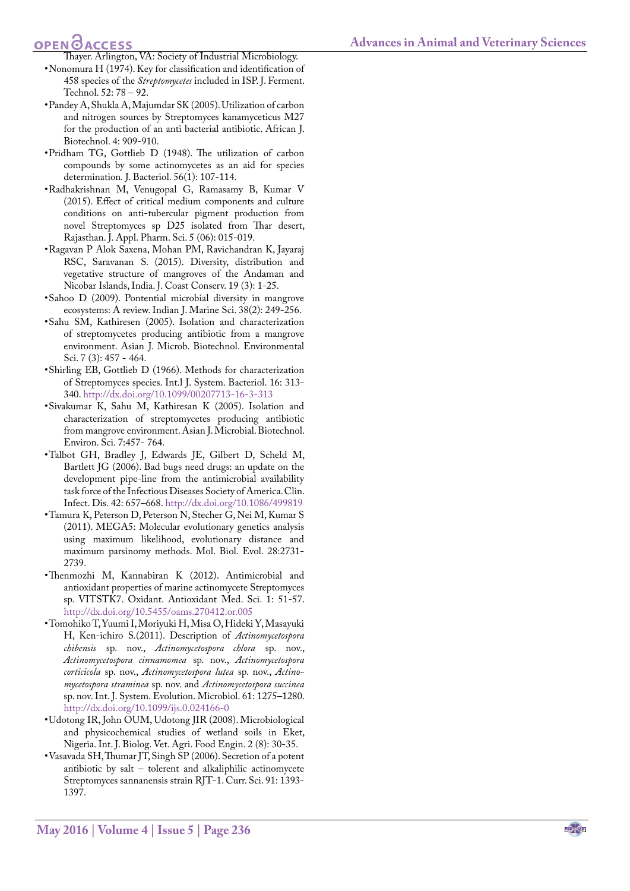Thayer. Arlington, VA: Society of Industrial Microbiology.

- Nonomura H (1974). Key for classification and identification of 458 species of the *Streptomycetes* included in ISP. J. Ferment. Technol. 52: 78 – 92.
- Pandey A, Shukla A, Majumdar SK (2005). Utilization of carbon and nitrogen sources by Streptomyces kanamyceticus M27 for the production of an anti bacterial antibiotic. African J. Biotechnol. 4: 909-910.
- Pridham TG, Gottlieb D (1948). The utilization of carbon compounds by some actinomycetes as an aid for species determination. J. Bacteriol. 56(1): 107-114.
- Radhakrishnan M, Venugopal G, Ramasamy B, Kumar V (2015). Effect of critical medium components and culture conditions on anti-tubercular pigment production from novel Streptomyces sp D25 isolated from Thar desert, Rajasthan. J. Appl. Pharm. Sci. 5 (06): 015-019.
- Ragavan P Alok Saxena, Mohan PM, Ravichandran K, Jayaraj RSC, Saravanan S. (2015). Diversity, distribution and vegetative structure of mangroves of the Andaman and Nicobar Islands, India. J. Coast Conserv. 19 (3): 1-25.
- Sahoo D (2009). Pontential microbial diversity in mangrove ecosystems: A review. Indian J. Marine Sci. 38(2): 249-256.
- Sahu SM, Kathiresen (2005). Isolation and characterization of streptomycetes producing antibiotic from a mangrove environment. Asian J. Microb. Biotechnol. Environmental Sci. 7 (3): 457 - 464.
- Shirling EB, Gottlieb D (1966). Methods for characterization of Streptomyces species. Int.l J. System. Bacteriol. 16: 313-340. http://dx.doi.org/10.1099/00207713-16-3-313
- Sivakumar K, Sahu M, Kathiresan K (2005). Isolation and characterization of streptomycetes producing antibiotic from mangrove environment. Asian J. Microbial. Biotechnol. Environ. Sci. 7:457- 764.
- Talbot GH, Bradley J, Edwards JE, Gilbert D, Scheld M, Bartlett JG (2006). Bad bugs need drugs: an update on the development pipe-line from the antimicrobial availability task force of the Infectious Diseases Society of America. Clin. Infect. Dis. 42: 657–668. http://dx.doi.org/10.1086/499819
- Tamura K, Peterson D, Peterson N, Stecher G, Nei M, Kumar S (2011). MEGA5: Molecular evolutionary genetics analysis using maximum likelihood, evolutionary distance and maximum parsinomy methods. Mol. Biol. Evol. 28:2731-2739.
- Thenmozhi M, Kannabiran K (2012). Antimicrobial and antioxidant properties of marine actinomycete Streptomyces sp. VITSTK7. Oxidant. Antioxidant Med. Sci. 1: 51-57. http://dx.doi.org/10.5455/oams.270412.or.005
- Tomohiko T, Yuumi I, Moriyuki H, Misa O, Hideki Y, Masayuki H, Ken-ichiro S.(2011). Description of *Actinomycetospora chibensis* sp. nov., *Actinomycetospora chlora* sp. nov., *Actinomycetospora cinnamomea* sp. nov., *Actinomycetospora corticicola* sp. nov., *Actinomycetospora lutea* sp. nov., *Actinomycetospora straminea* sp. nov. and *Actinomycetospora succinea* sp. nov. Int. J. System. Evolution. Microbiol. 61: 1275–1280. http://dx.doi.org/10.1099/ijs.0.024166-0
- Udotong IR, John OUM, Udotong JIR (2008). Microbiological and physicochemical studies of wetland soils in Eket, Nigeria. Int. J. Biolog. Vet. Agri. Food Engin. 2 (8): 30-35.
- Vasavada SH, Thumar JT, Singh SP (2006). Secretion of a potent antibiotic by salt – tolerent and alkaliphilic actinomycete Streptomyces sannanensis strain RJT-1. Curr. Sci. 91: 1393-1397.